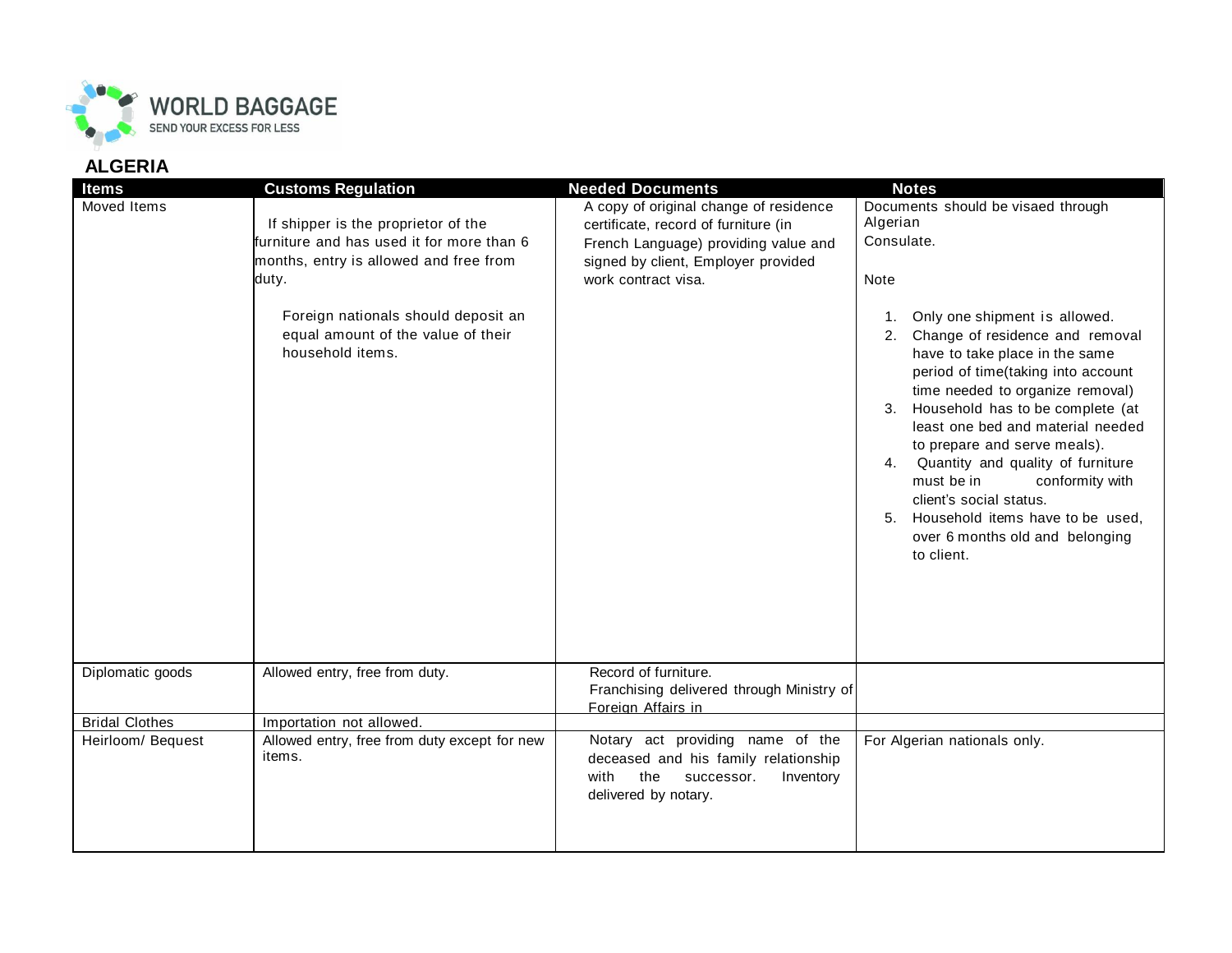# ALGERIA

| Items | Customs Regulation | Needed Documents | Notes |
|---|---|---|---|
| Moved Items | If shipper is the proprietor of the furniture and has used it for more than 6 months, entry is allowed and free from duty.<br><br>Foreign nationals should deposit an equal amount of the value of their household items. | A copy of original change of residence certificate, record of furniture (in French Language) providing value and signed by client, Employer provided work contract visa. | Documents should be visaed through Algerian Consulate.<br><br>Note<br><br>1. Only one shipment is allowed.<br>2. Change of residence and removal have to take place in the same period of time(taking into account time needed to organize removal)<br>3. Household has to be complete (at least one bed and material needed to prepare and serve meals).<br>4. Quantity and quality of furniture must be in conformity with client's social status.<br>5. Household items have to be used, over 6 months old and belonging to client. |
| Diplomatic goods | Allowed entry, free from duty. | Record of furniture.<br>Franchising delivered through Ministry of Foreign Affairs in | |
| Bridal Clothes | Importation not allowed. | | |
| Heirloom/ Bequest | Allowed entry, free from duty except for new items. | Notary act providing name of the deceased and his family relationship with the successor. Inventory delivered by notary. | For Algerian nationals only. |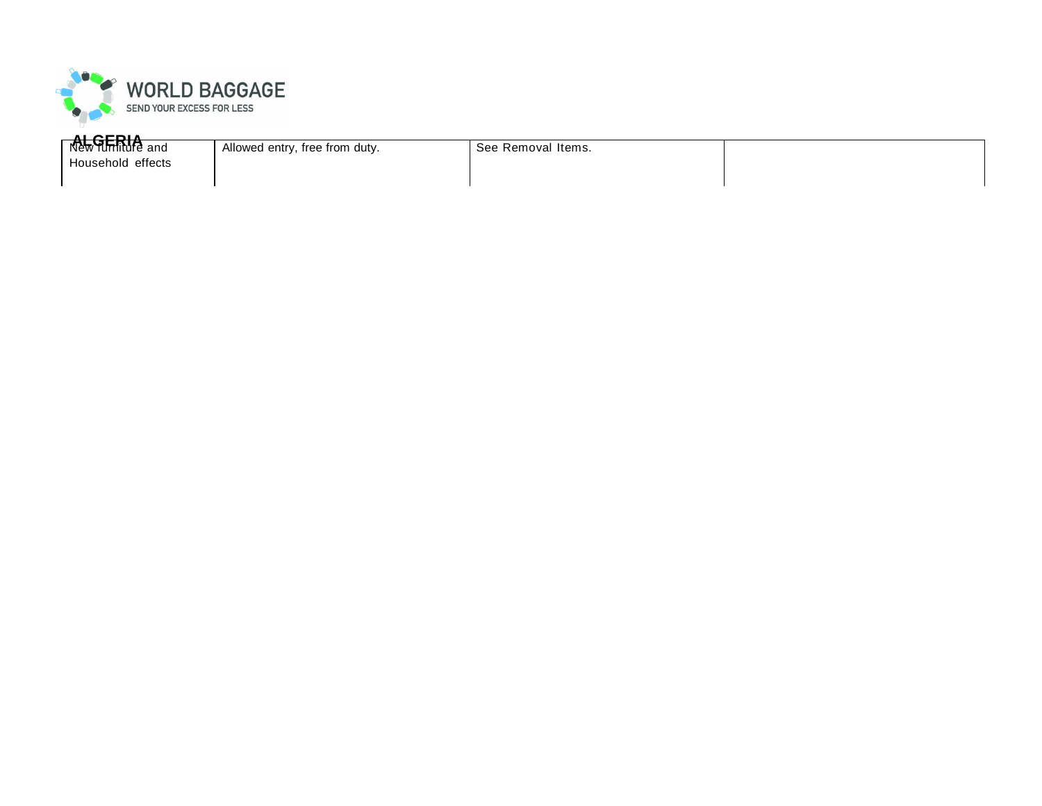## ALGERIA

| | | | |
|---|---|---|---|
| New furniture and Household effects | Allowed entry, free from duty. | See Removal Items. | |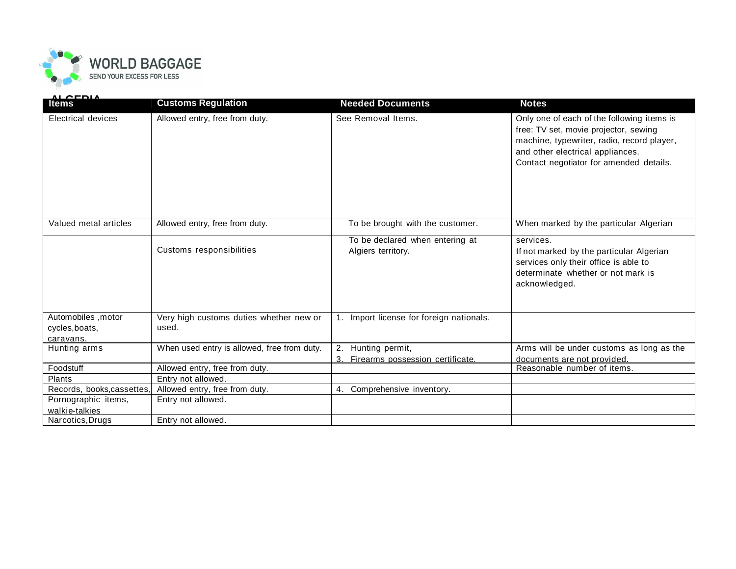WORLD BAGGAGE
SEND YOUR EXCESS FOR LESS

## ALGERIA

| Items | Customs Regulation | Needed Documents | Notes |
|---|---|---|---|
| Electrical devices | Allowed entry, free from duty. | See Removal Items. | Only one of each of the following items is free: TV set, movie projector, sewing machine, typewriter, radio, record player, and other electrical appliances. Contact negotiator for amended details. |
| Valued metal articles | Allowed entry, free from duty. | To be brought with the customer. | When marked by the particular Algerian |
| | Customs responsibilities | To be declared when entering at Algiers territory. | services. If not marked by the particular Algerian services only their office is able to determinate whether or not mark is acknowledged. |
| Automobiles ,motor cycles,boats, caravans. | Very high customs duties whether new or used. | 1. Import license for foreign nationals. | |
| Hunting arms | When used entry is allowed, free from duty. | 2. Hunting permit, 3. Firearms possession certificate. | Arms will be under customs as long as the documents are not provided. |
| Foodstuff | Allowed entry, free from duty. | | Reasonable number of items. |
| Plants | Entry not allowed. | | |
| Records, books,cassettes, | Allowed entry, free from duty. | 4. Comprehensive inventory. | |
| Pornographic items, walkie-talkies | Entry not allowed. | | |
| Narcotics,Drugs | Entry not allowed. | | |